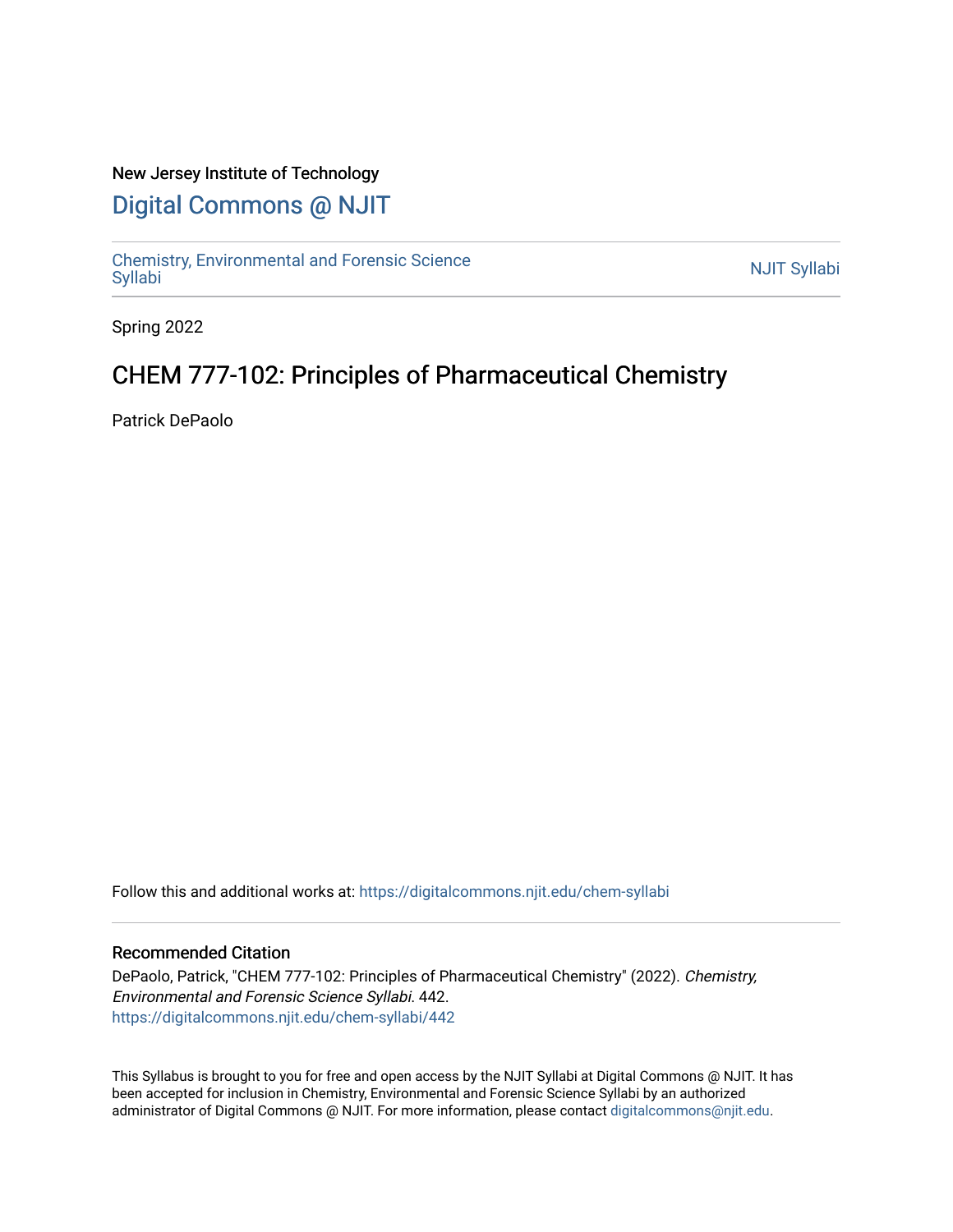New Jersey Institute of Technology

# Digital Commons @ NJIT

Chemistry, Environmental and Forensic Science Syllabi

NJIT Syllabi

Spring 2022

## CHEM 777-102: Principles of Pharmaceutical Chemistry

Patrick DePaolo

Follow this and additional works at: https://digitalcommons.njit.edu/chem-syllabi

### Recommended Citation

DePaolo, Patrick, "CHEM 777-102: Principles of Pharmaceutical Chemistry" (2022). *Chemistry, Environmental and Forensic Science Syllabi*. 442.
https://digitalcommons.njit.edu/chem-syllabi/442

This Syllabus is brought to you for free and open access by the NJIT Syllabi at Digital Commons @ NJIT. It has been accepted for inclusion in Chemistry, Environmental and Forensic Science Syllabi by an authorized administrator of Digital Commons @ NJIT. For more information, please contact digitalcommons@njit.edu.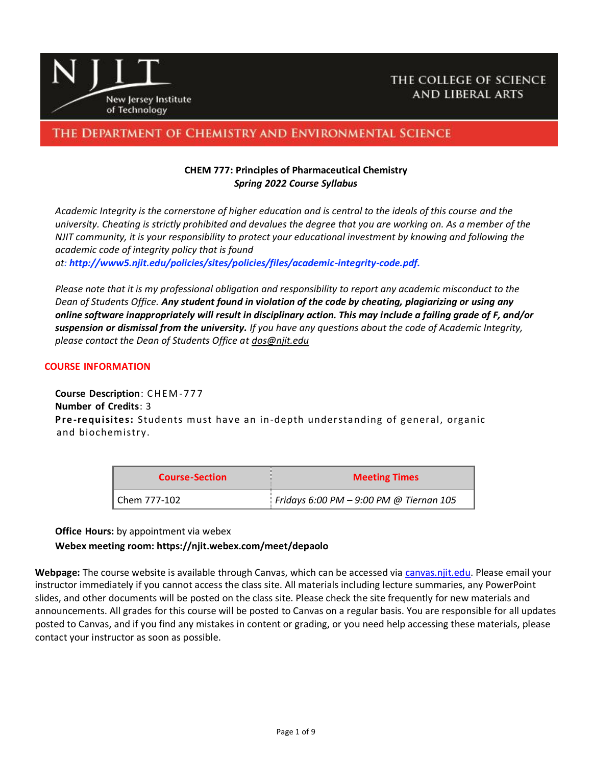NJIT New Jersey Institute of Technology

THE COLLEGE OF SCIENCE AND LIBERAL ARTS

THE DEPARTMENT OF CHEMISTRY AND ENVIRONMENTAL SCIENCE

**CHEM 777: Principles of Pharmaceutical Chemistry**
***Spring 2022 Course Syllabus***

*Academic Integrity is the cornerstone of higher education and is central to the ideals of this course and the university. Cheating is strictly prohibited and devalues the degree that you are working on. As a member of the NJIT community, it is your responsibility to protect your educational investment by knowing and following the academic code of integrity policy that is found at:* ***http://www5.njit.edu/policies/sites/policies/files/academic-integrity-code.pdf***.

*Please note that it is my professional obligation and responsibility to report any academic misconduct to the Dean of Students Office.* ***Any student found in violation of the code by cheating, plagiarizing or using any online software inappropriately will result in disciplinary action. This may include a failing grade of F, and/or suspension or dismissal from the university.*** *If you have any questions about the code of Academic Integrity, please contact the Dean of Students Office at dos@njit.edu*

## COURSE INFORMATION

**Course Description**: CHEM-777
**Number of Credits**: 3
**Pre-requisites:** Students must have an in-depth understanding of general, organic and biochemistry.

| Course-Section | Meeting Times |
|---|---|
| Chem 777-102 | *Fridays 6:00 PM – 9:00 PM @ Tiernan 105* |

**Office Hours:** by appointment via webex
**Webex meeting room: https://njit.webex.com/meet/depaolo**

**Webpage:** The course website is available through Canvas, which can be accessed via canvas.njit.edu. Please email your instructor immediately if you cannot access the class site. All materials including lecture summaries, any PowerPoint slides, and other documents will be posted on the class site. Please check the site frequently for new materials and announcements. All grades for this course will be posted to Canvas on a regular basis. You are responsible for all updates posted to Canvas, and if you find any mistakes in content or grading, or you need help accessing these materials, please contact your instructor as soon as possible.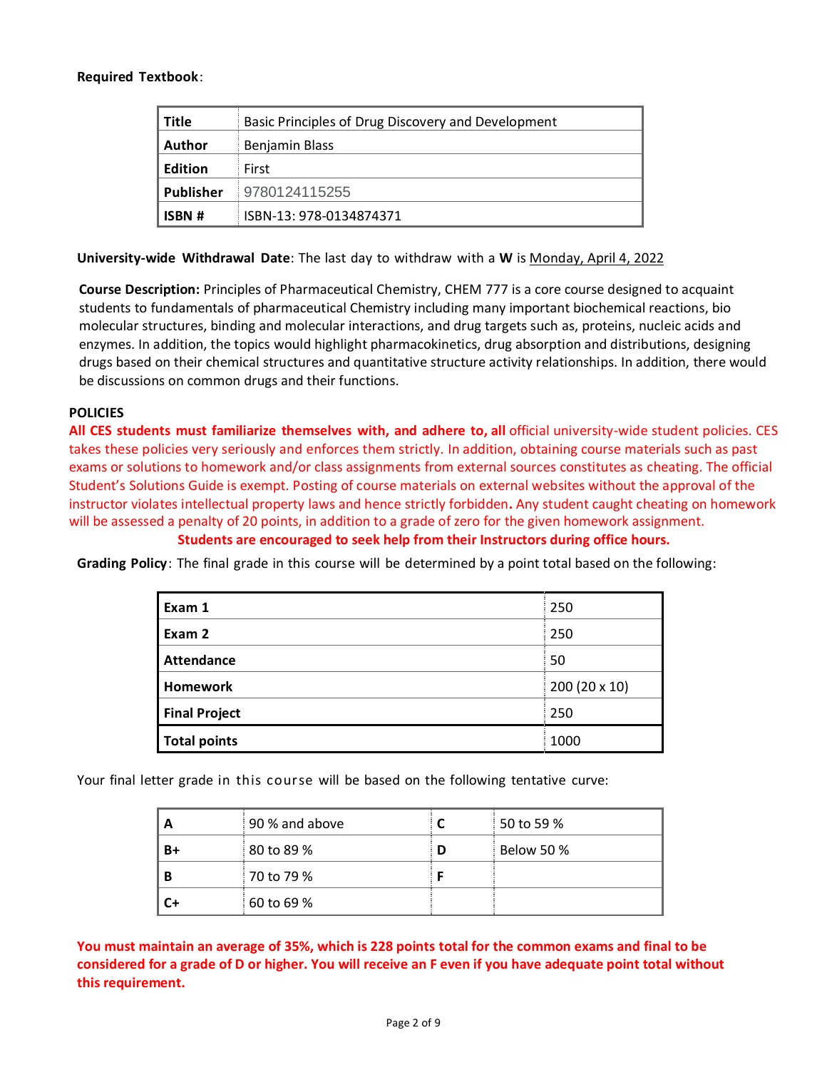**Required Textbook**:

| Title | Basic Principles of Drug Discovery and Development |
|---|---|
| Author | Benjamin Blass |
| Edition | First |
| Publisher | 9780124115255 |
| ISBN # | ISBN-13: 978-0134874371 |

**University-wide Withdrawal Date**: The last day to withdraw with a **W** is Monday, April 4, 2022

**Course Description:** Principles of Pharmaceutical Chemistry, CHEM 777 is a core course designed to acquaint students to fundamentals of pharmaceutical Chemistry including many important biochemical reactions, bio molecular structures, binding and molecular interactions, and drug targets such as, proteins, nucleic acids and enzymes. In addition, the topics would highlight pharmacokinetics, drug absorption and distributions, designing drugs based on their chemical structures and quantitative structure activity relationships. In addition, there would be discussions on common drugs and their functions.

**POLICIES**

**All CES students must familiarize themselves with, and adhere to, all** official university-wide student policies. CES takes these policies very seriously and enforces them strictly. In addition, obtaining course materials such as past exams or solutions to homework and/or class assignments from external sources constitutes as cheating. The official Student's Solutions Guide is exempt. Posting of course materials on external websites without the approval of the instructor violates intellectual property laws and hence strictly forbidden**.** Any student caught cheating on homework will be assessed a penalty of 20 points, in addition to a grade of zero for the given homework assignment.

**Students are encouraged to seek help from their Instructors during office hours.**

**Grading Policy**: The final grade in this course will be determined by a point total based on the following:

| Component | Points |
|---|---|
| **Exam 1** | 250 |
| **Exam 2** | 250 |
| **Attendance** | 50 |
| **Homework** | 200 (20 x 10) |
| **Final Project** | 250 |
| **Total points** | 1000 |

Your final letter grade in this course will be based on the following tentative curve:

| Grade | Range | Grade | Range |
|---|---|---|---|
| **A** | 90 % and above | **C** | 50 to 59 % |
| **B+** | 80 to 89 % | **D** | Below 50 % |
| **B** | 70 to 79 % | **F** | |
| **C+** | 60 to 69 % | | |

**You must maintain an average of 35%, which is 228 points total for the common exams and final to be considered for a grade of D or higher. You will receive an F even if you have adequate point total without this requirement.**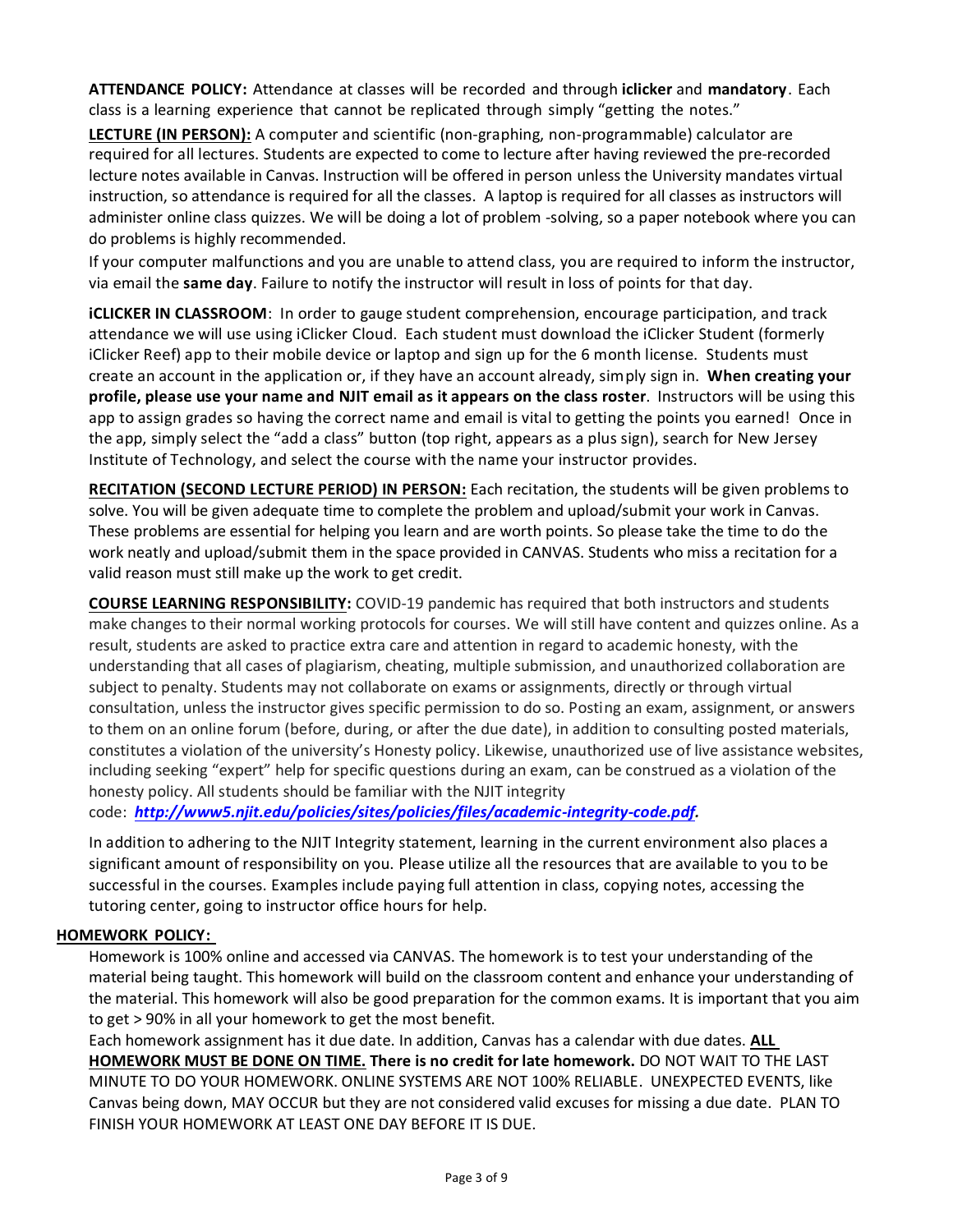**ATTENDANCE POLICY:** Attendance at classes will be recorded and through **iclicker** and **mandatory**. Each class is a learning experience that cannot be replicated through simply "getting the notes."

**LECTURE (IN PERSON):** A computer and scientific (non-graphing, non-programmable) calculator are required for all lectures. Students are expected to come to lecture after having reviewed the pre-recorded lecture notes available in Canvas. Instruction will be offered in person unless the University mandates virtual instruction, so attendance is required for all the classes. A laptop is required for all classes as instructors will administer online class quizzes. We will be doing a lot of problem -solving, so a paper notebook where you can do problems is highly recommended.

If your computer malfunctions and you are unable to attend class, you are required to inform the instructor, via email the **same day**. Failure to notify the instructor will result in loss of points for that day.

**iCLICKER IN CLASSROOM**: In order to gauge student comprehension, encourage participation, and track attendance we will use using iClicker Cloud. Each student must download the iClicker Student (formerly iClicker Reef) app to their mobile device or laptop and sign up for the 6 month license. Students must create an account in the application or, if they have an account already, simply sign in. **When creating your profile, please use your name and NJIT email as it appears on the class roster**. Instructors will be using this app to assign grades so having the correct name and email is vital to getting the points you earned! Once in the app, simply select the "add a class" button (top right, appears as a plus sign), search for New Jersey Institute of Technology, and select the course with the name your instructor provides.

**RECITATION (SECOND LECTURE PERIOD) IN PERSON:** Each recitation, the students will be given problems to solve. You will be given adequate time to complete the problem and upload/submit your work in Canvas. These problems are essential for helping you learn and are worth points. So please take the time to do the work neatly and upload/submit them in the space provided in CANVAS. Students who miss a recitation for a valid reason must still make up the work to get credit.

**COURSE LEARNING RESPONSIBILITY:** COVID-19 pandemic has required that both instructors and students make changes to their normal working protocols for courses. We will still have content and quizzes online. As a result, students are asked to practice extra care and attention in regard to academic honesty, with the understanding that all cases of plagiarism, cheating, multiple submission, and unauthorized collaboration are subject to penalty. Students may not collaborate on exams or assignments, directly or through virtual consultation, unless the instructor gives specific permission to do so. Posting an exam, assignment, or answers to them on an online forum (before, during, or after the due date), in addition to consulting posted materials, constitutes a violation of the university's Honesty policy. Likewise, unauthorized use of live assistance websites, including seeking "expert" help for specific questions during an exam, can be construed as a violation of the honesty policy. All students should be familiar with the NJIT integrity code: ***http://www5.njit.edu/policies/sites/policies/files/academic-integrity-code.pdf***.

In addition to adhering to the NJIT Integrity statement, learning in the current environment also places a significant amount of responsibility on you. Please utilize all the resources that are available to you to be successful in the courses. Examples include paying full attention in class, copying notes, accessing the tutoring center, going to instructor office hours for help.

**HOMEWORK POLICY:**

Homework is 100% online and accessed via CANVAS. The homework is to test your understanding of the material being taught. This homework will build on the classroom content and enhance your understanding of the material. This homework will also be good preparation for the common exams. It is important that you aim to get > 90% in all your homework to get the most benefit.

Each homework assignment has it due date. In addition, Canvas has a calendar with due dates. **ALL HOMEWORK MUST BE DONE ON TIME. There is no credit for late homework.** DO NOT WAIT TO THE LAST MINUTE TO DO YOUR HOMEWORK. ONLINE SYSTEMS ARE NOT 100% RELIABLE. UNEXPECTED EVENTS, like Canvas being down, MAY OCCUR but they are not considered valid excuses for missing a due date. PLAN TO FINISH YOUR HOMEWORK AT LEAST ONE DAY BEFORE IT IS DUE.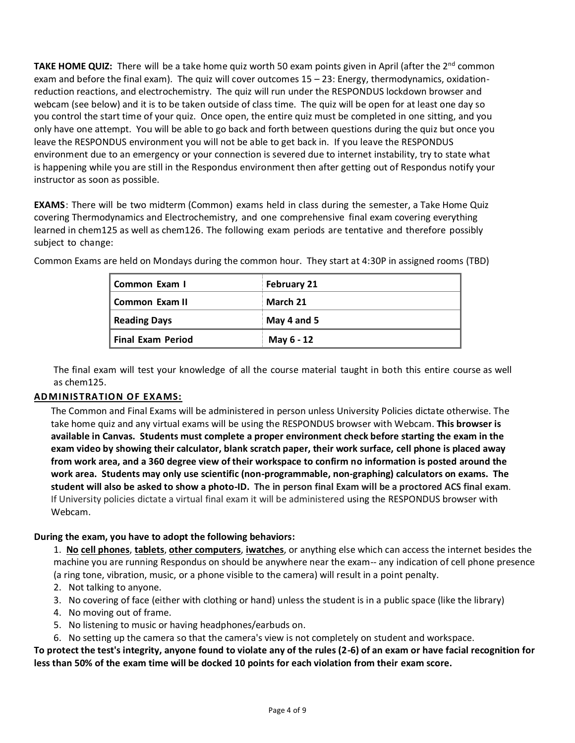**TAKE HOME QUIZ:** There will be a take home quiz worth 50 exam points given in April (after the 2nd common exam and before the final exam). The quiz will cover outcomes 15 – 23: Energy, thermodynamics, oxidation-reduction reactions, and electrochemistry. The quiz will run under the RESPONDUS lockdown browser and webcam (see below) and it is to be taken outside of class time. The quiz will be open for at least one day so you control the start time of your quiz. Once open, the entire quiz must be completed in one sitting, and you only have one attempt. You will be able to go back and forth between questions during the quiz but once you leave the RESPONDUS environment you will not be able to get back in. If you leave the RESPONDUS environment due to an emergency or your connection is severed due to internet instability, try to state what is happening while you are still in the Respondus environment then after getting out of Respondus notify your instructor as soon as possible.

**EXAMS**: There will be two midterm (Common) exams held in class during the semester, a Take Home Quiz covering Thermodynamics and Electrochemistry, and one comprehensive final exam covering everything learned in chem125 as well as chem126. The following exam periods are tentative and therefore possibly subject to change:

Common Exams are held on Mondays during the common hour. They start at 4:30P in assigned rooms (TBD)

| | |
|---|---|
| **Common Exam I** | **February 21** |
| **Common Exam II** | **March 21** |
| **Reading Days** | **May 4 and 5** |
| **Final Exam Period** | **May 6 - 12** |

The final exam will test your knowledge of all the course material taught in both this entire course as well as chem125.

## ADMINISTRATION OF EXAMS:

The Common and Final Exams will be administered in person unless University Policies dictate otherwise. The take home quiz and any virtual exams will be using the RESPONDUS browser with Webcam. **This browser is available in Canvas. Students must complete a proper environment check before starting the exam in the exam video by showing their calculator, blank scratch paper, their work surface, cell phone is placed away from work area, and a 360 degree view of their workspace to confirm no information is posted around the work area. Students may only use scientific (non-programmable, non-graphing) calculators on exams. The student will also be asked to show a photo-ID. The in person final Exam will be a proctored ACS final exam**. If University policies dictate a virtual final exam it will be administered using the RESPONDUS browser with Webcam.

**During the exam, you have to adopt the following behaviors:**

1. **No cell phones**, **tablets**, **other computers**, **iwatches**, or anything else which can access the internet besides the machine you are running Respondus on should be anywhere near the exam-- any indication of cell phone presence (a ring tone, vibration, music, or a phone visible to the camera) will result in a point penalty.
2. Not talking to anyone.
3. No covering of face (either with clothing or hand) unless the student is in a public space (like the library)
4. No moving out of frame.
5. No listening to music or having headphones/earbuds on.
6. No setting up the camera so that the camera's view is not completely on student and workspace.

**To protect the test's integrity, anyone found to violate any of the rules (2-6) of an exam or have facial recognition for less than 50% of the exam time will be docked 10 points for each violation from their exam score.**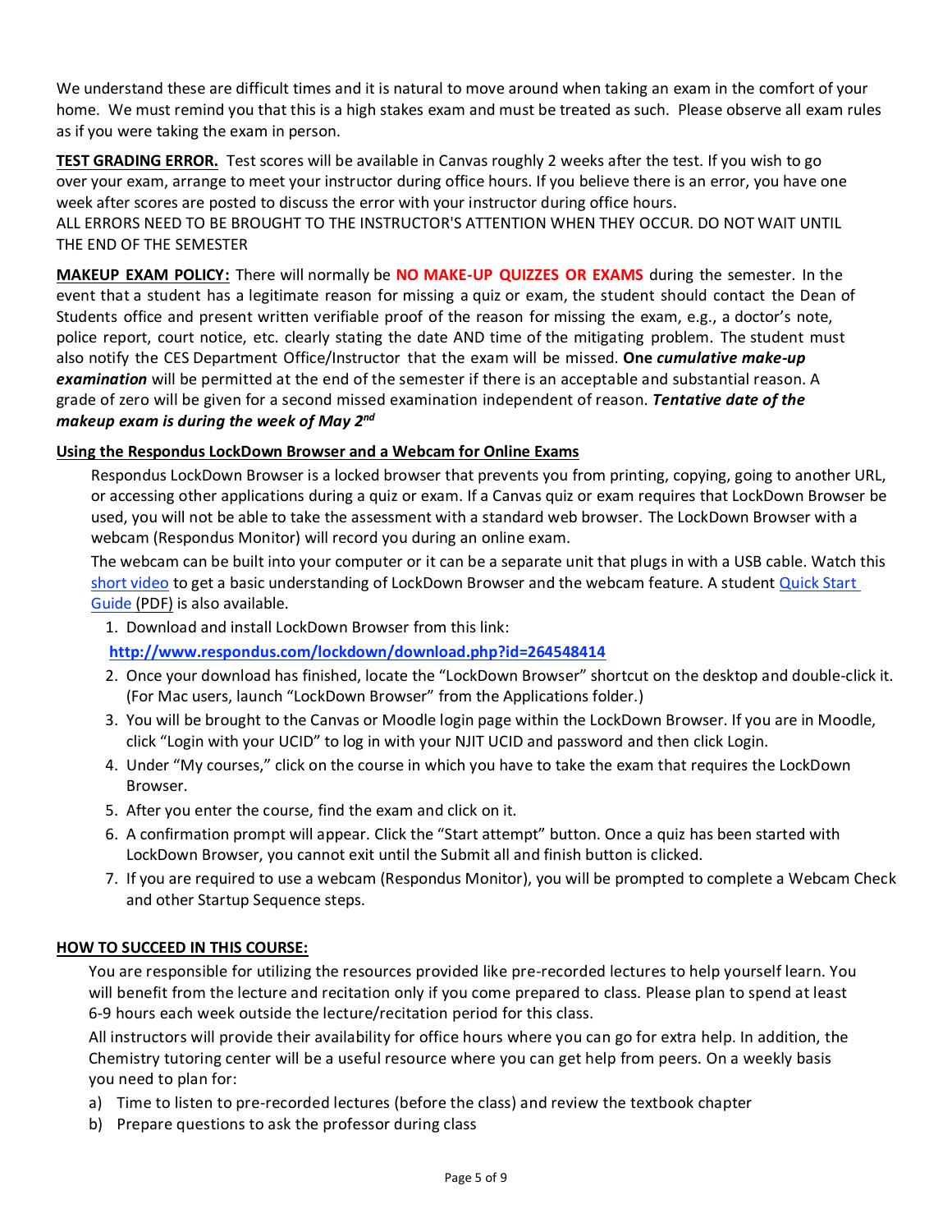We understand these are difficult times and it is natural to move around when taking an exam in the comfort of your home. We must remind you that this is a high stakes exam and must be treated as such. Please observe all exam rules as if you were taking the exam in person.

**TEST GRADING ERROR.** Test scores will be available in Canvas roughly 2 weeks after the test. If you wish to go over your exam, arrange to meet your instructor during office hours. If you believe there is an error, you have one week after scores are posted to discuss the error with your instructor during office hours.
ALL ERRORS NEED TO BE BROUGHT TO THE INSTRUCTOR'S ATTENTION WHEN THEY OCCUR. DO NOT WAIT UNTIL THE END OF THE SEMESTER

**MAKEUP EXAM POLICY:** There will normally be **NO MAKE-UP QUIZZES OR EXAMS** during the semester. In the event that a student has a legitimate reason for missing a quiz or exam, the student should contact the Dean of Students office and present written verifiable proof of the reason for missing the exam, e.g., a doctor's note, police report, court notice, etc. clearly stating the date AND time of the mitigating problem. The student must also notify the CES Department Office/Instructor that the exam will be missed. **One *cumulative make-up examination*** will be permitted at the end of the semester if there is an acceptable and substantial reason. A grade of zero will be given for a second missed examination independent of reason. ***Tentative date of the makeup exam is during the week of May 2nd***

**Using the Respondus LockDown Browser and a Webcam for Online Exams**

Respondus LockDown Browser is a locked browser that prevents you from printing, copying, going to another URL, or accessing other applications during a quiz or exam. If a Canvas quiz or exam requires that LockDown Browser be used, you will not be able to take the assessment with a standard web browser. The LockDown Browser with a webcam (Respondus Monitor) will record you during an online exam.

The webcam can be built into your computer or it can be a separate unit that plugs in with a USB cable. Watch this short video to get a basic understanding of LockDown Browser and the webcam feature. A student Quick Start Guide (PDF) is also available.

1. Download and install LockDown Browser from this link:
   **http://www.respondus.com/lockdown/download.php?id=264548414**
2. Once your download has finished, locate the "LockDown Browser" shortcut on the desktop and double-click it. (For Mac users, launch "LockDown Browser" from the Applications folder.)
3. You will be brought to the Canvas or Moodle login page within the LockDown Browser. If you are in Moodle, click "Login with your UCID" to log in with your NJIT UCID and password and then click Login.
4. Under "My courses," click on the course in which you have to take the exam that requires the LockDown Browser.
5. After you enter the course, find the exam and click on it.
6. A confirmation prompt will appear. Click the "Start attempt" button. Once a quiz has been started with LockDown Browser, you cannot exit until the Submit all and finish button is clicked.
7. If you are required to use a webcam (Respondus Monitor), you will be prompted to complete a Webcam Check and other Startup Sequence steps.

**HOW TO SUCCEED IN THIS COURSE:**

You are responsible for utilizing the resources provided like pre-recorded lectures to help yourself learn. You will benefit from the lecture and recitation only if you come prepared to class. Please plan to spend at least 6-9 hours each week outside the lecture/recitation period for this class.

All instructors will provide their availability for office hours where you can go for extra help. In addition, the Chemistry tutoring center will be a useful resource where you can get help from peers. On a weekly basis you need to plan for:

a) Time to listen to pre-recorded lectures (before the class) and review the textbook chapter
b) Prepare questions to ask the professor during class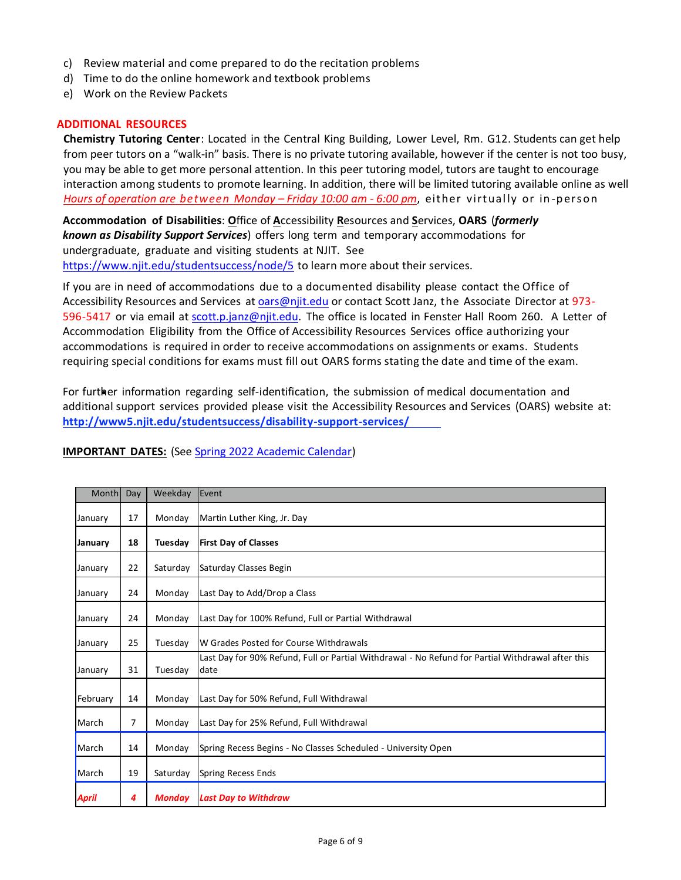c) Review material and come prepared to do the recitation problems
d) Time to do the online homework and textbook problems
e) Work on the Review Packets

## ADDITIONAL RESOURCES

**Chemistry Tutoring Center**: Located in the Central King Building, Lower Level, Rm. G12. Students can get help from peer tutors on a "walk-in" basis. There is no private tutoring available, however if the center is not too busy, you may be able to get more personal attention. In this peer tutoring model, tutors are taught to encourage interaction among students to promote learning. In addition, there will be limited tutoring available online as well *Hours of operation are between Monday – Friday 10:00 am - 6:00 pm*, either virtually or in-person

**Accommodation of Disabilities**: **O**ffice of **A**ccessibility **R**esources and **S**ervices, **OARS** (***formerly known as Disability Support Services***) offers long term and temporary accommodations for undergraduate, graduate and visiting students at NJIT. See https://www.njit.edu/studentsuccess/node/5 to learn more about their services.

If you are in need of accommodations due to a documented disability please contact the Office of Accessibility Resources and Services at oars@njit.edu or contact Scott Janz, the Associate Director at 973-596-5417 or via email at scott.p.janz@njit.edu. The office is located in Fenster Hall Room 260. A Letter of Accommodation Eligibility from the Office of Accessibility Resources Services office authorizing your accommodations is required in order to receive accommodations on assignments or exams. Students requiring special conditions for exams must fill out OARS forms stating the date and time of the exam.

For further information regarding self-identification, the submission of medical documentation and additional support services provided please visit the Accessibility Resources and Services (OARS) website at: **http://www5.njit.edu/studentsuccess/disability-support-services/**

**IMPORTANT DATES:** (See Spring 2022 Academic Calendar)

| Month | Day | Weekday | Event |
|---|---|---|---|
| January | 17 | Monday | Martin Luther King, Jr. Day |
| **January** | **18** | **Tuesday** | **First Day of Classes** |
| January | 22 | Saturday | Saturday Classes Begin |
| January | 24 | Monday | Last Day to Add/Drop a Class |
| January | 24 | Monday | Last Day for 100% Refund, Full or Partial Withdrawal |
| January | 25 | Tuesday | W Grades Posted for Course Withdrawals |
| January | 31 | Tuesday | Last Day for 90% Refund, Full or Partial Withdrawal - No Refund for Partial Withdrawal after this date |
| February | 14 | Monday | Last Day for 50% Refund, Full Withdrawal |
| March | 7 | Monday | Last Day for 25% Refund, Full Withdrawal |
| March | 14 | Monday | Spring Recess Begins - No Classes Scheduled - University Open |
| March | 19 | Saturday | Spring Recess Ends |
| ***April*** | ***4*** | ***Monday*** | ***Last Day to Withdraw*** |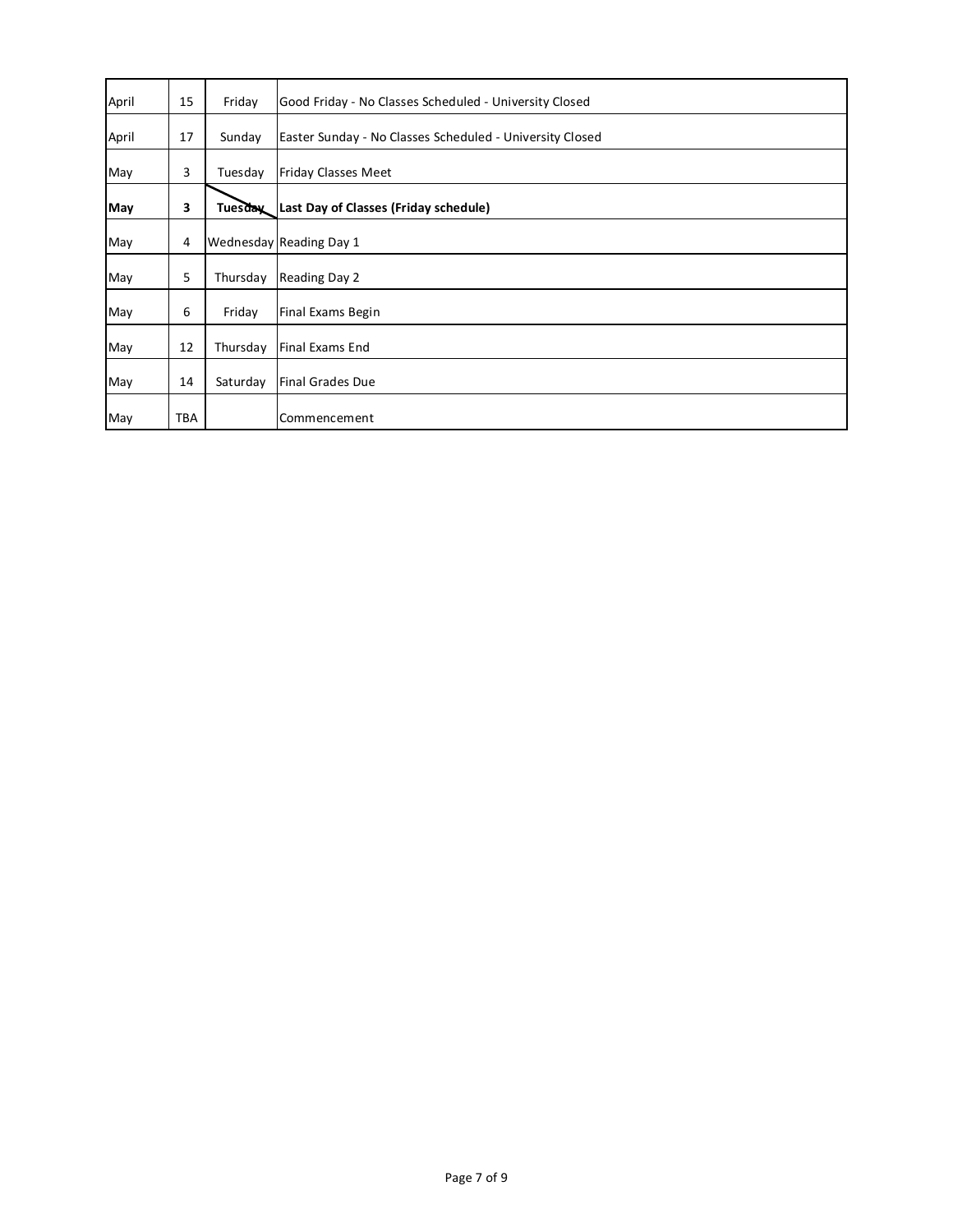| April | 15 | Friday | Good Friday - No Classes Scheduled - University Closed |
|---|---|---|---|
| April | 17 | Sunday | Easter Sunday - No Classes Scheduled - University Closed |
| May | 3 | Tuesday | Friday Classes Meet |
| **May** | **3** | **Tuesday** | **Last Day of Classes (Friday schedule)** |
| May | 4 | Wednesday | Reading Day 1 |
| May | 5 | Thursday | Reading Day 2 |
| May | 6 | Friday | Final Exams Begin |
| May | 12 | Thursday | Final Exams End |
| May | 14 | Saturday | Final Grades Due |
| May | TBA | | Commencement |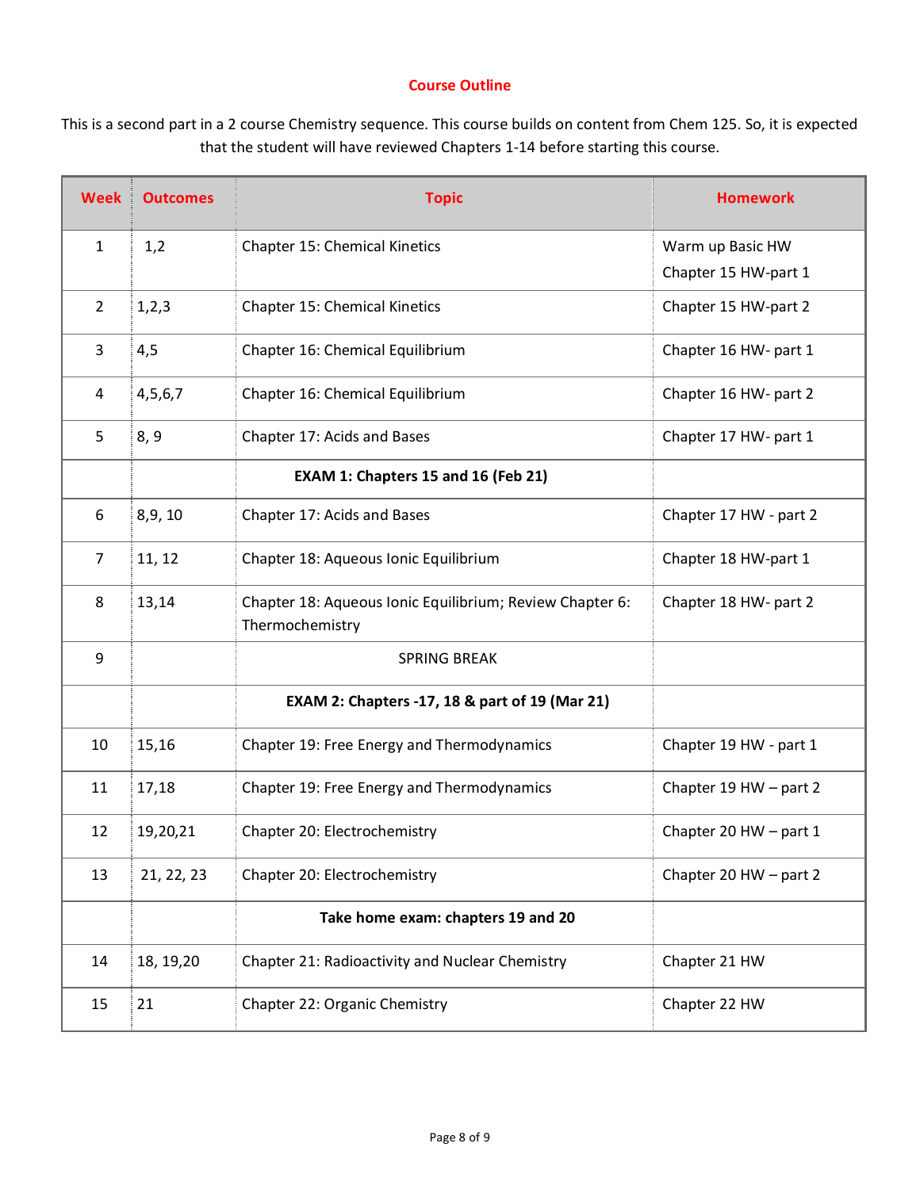## Course Outline

This is a second part in a 2 course Chemistry sequence. This course builds on content from Chem 125. So, it is expected that the student will have reviewed Chapters 1-14 before starting this course.

| Week | Outcomes | Topic | Homework |
|---|---|---|---|
| 1 | 1,2 | Chapter 15: Chemical Kinetics | Warm up Basic HW<br>Chapter 15 HW-part 1 |
| 2 | 1,2,3 | Chapter 15: Chemical Kinetics | Chapter 15 HW-part 2 |
| 3 | 4,5 | Chapter 16: Chemical Equilibrium | Chapter 16 HW- part 1 |
| 4 | 4,5,6,7 | Chapter 16: Chemical Equilibrium | Chapter 16 HW- part 2 |
| 5 | 8, 9 | Chapter 17: Acids and Bases | Chapter 17 HW- part 1 |
| | | **EXAM 1: Chapters 15 and 16 (Feb 21)** | |
| 6 | 8,9, 10 | Chapter 17: Acids and Bases | Chapter 17 HW - part 2 |
| 7 | 11, 12 | Chapter 18: Aqueous Ionic Equilibrium | Chapter 18 HW-part 1 |
| 8 | 13,14 | Chapter 18: Aqueous Ionic Equilibrium; Review Chapter 6: Thermochemistry | Chapter 18 HW- part 2 |
| 9 | | SPRING BREAK | |
| | | **EXAM 2: Chapters -17, 18 & part of 19 (Mar 21)** | |
| 10 | 15,16 | Chapter 19: Free Energy and Thermodynamics | Chapter 19 HW - part 1 |
| 11 | 17,18 | Chapter 19: Free Energy and Thermodynamics | Chapter 19 HW – part 2 |
| 12 | 19,20,21 | Chapter 20: Electrochemistry | Chapter 20 HW – part 1 |
| 13 | 21, 22, 23 | Chapter 20: Electrochemistry | Chapter 20 HW – part 2 |
| | | **Take home exam: chapters 19 and 20** | |
| 14 | 18, 19,20 | Chapter 21: Radioactivity and Nuclear Chemistry | Chapter 21 HW |
| 15 | 21 | Chapter 22: Organic Chemistry | Chapter 22 HW |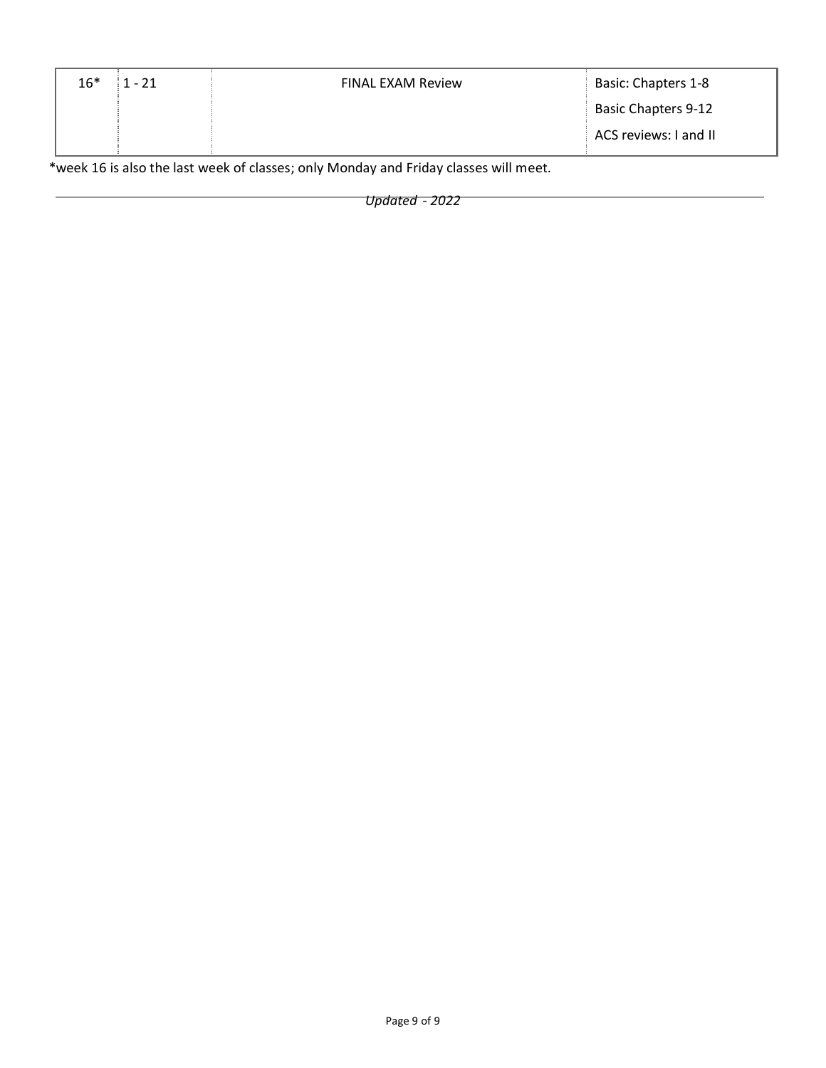| | | | |
|---|---|---|---|
| 16* | 1 - 21 | FINAL EXAM Review | Basic: Chapters 1-8 |
| | | | Basic Chapters 9-12 |
| | | | ACS reviews: I and II |

*week 16 is also the last week of classes; only Monday and Friday classes will meet.

*Updated - 2022*